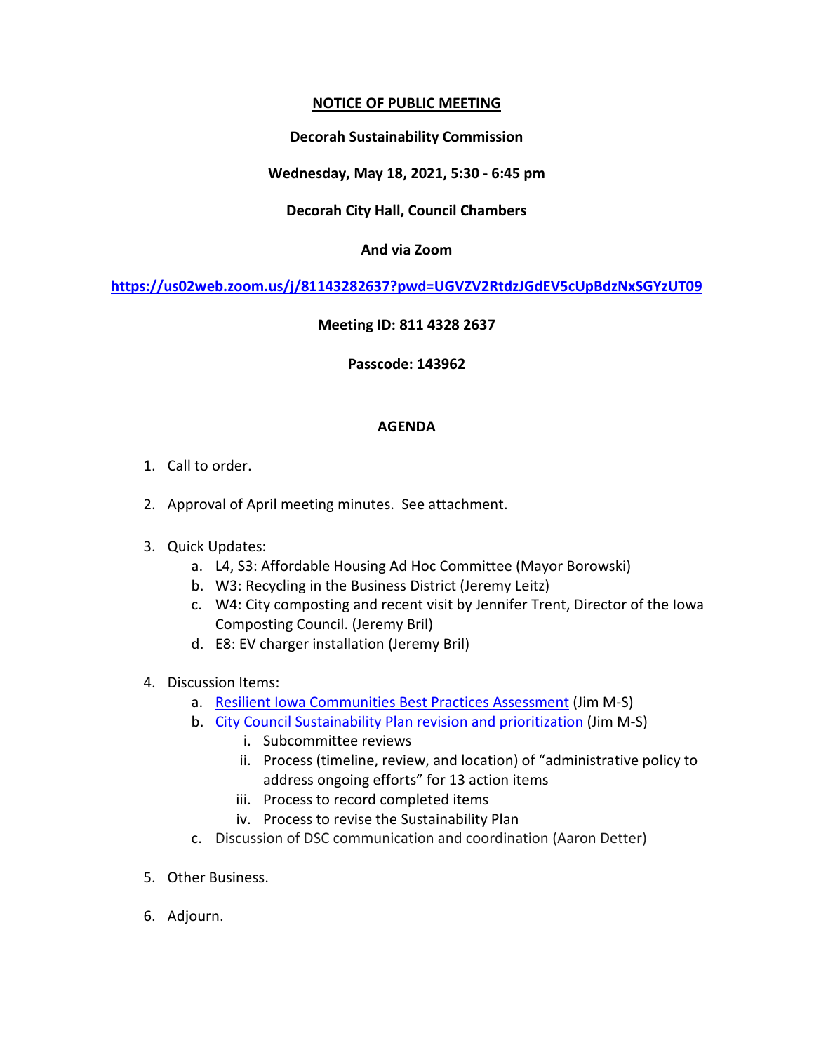**NOTICE OF PUBLIC MEETING**

**Decorah Sustainability Commission**

**Wednesday, May 18, 2021, 5:30 - 6:45 pm**

**Decorah City Hall, Council Chambers**

**And via Zoom**

**https://us02web.zoom.us/j/81143282637?pwd=UGVZV2RtdzJGdEV5cUpBdzNxSGYzUT09**

**Meeting ID: 811 4328 2637**

**Passcode: 143962**

**AGENDA**

1. Call to order.
2. Approval of April meeting minutes. See attachment.
3. Quick Updates:
   a. L4, S3: Affordable Housing Ad Hoc Committee (Mayor Borowski)
   b. W3: Recycling in the Business District (Jeremy Leitz)
   c. W4: City composting and recent visit by Jennifer Trent, Director of the Iowa Composting Council. (Jeremy Bril)
   d. E8: EV charger installation (Jeremy Bril)
4. Discussion Items:
   a. Resilient Iowa Communities Best Practices Assessment (Jim M-S)
   b. City Council Sustainability Plan revision and prioritization (Jim M-S)
      i. Subcommittee reviews
      ii. Process (timeline, review, and location) of "administrative policy to address ongoing efforts" for 13 action items
      iii. Process to record completed items
      iv. Process to revise the Sustainability Plan
   c. Discussion of DSC communication and coordination (Aaron Detter)
5. Other Business.
6. Adjourn.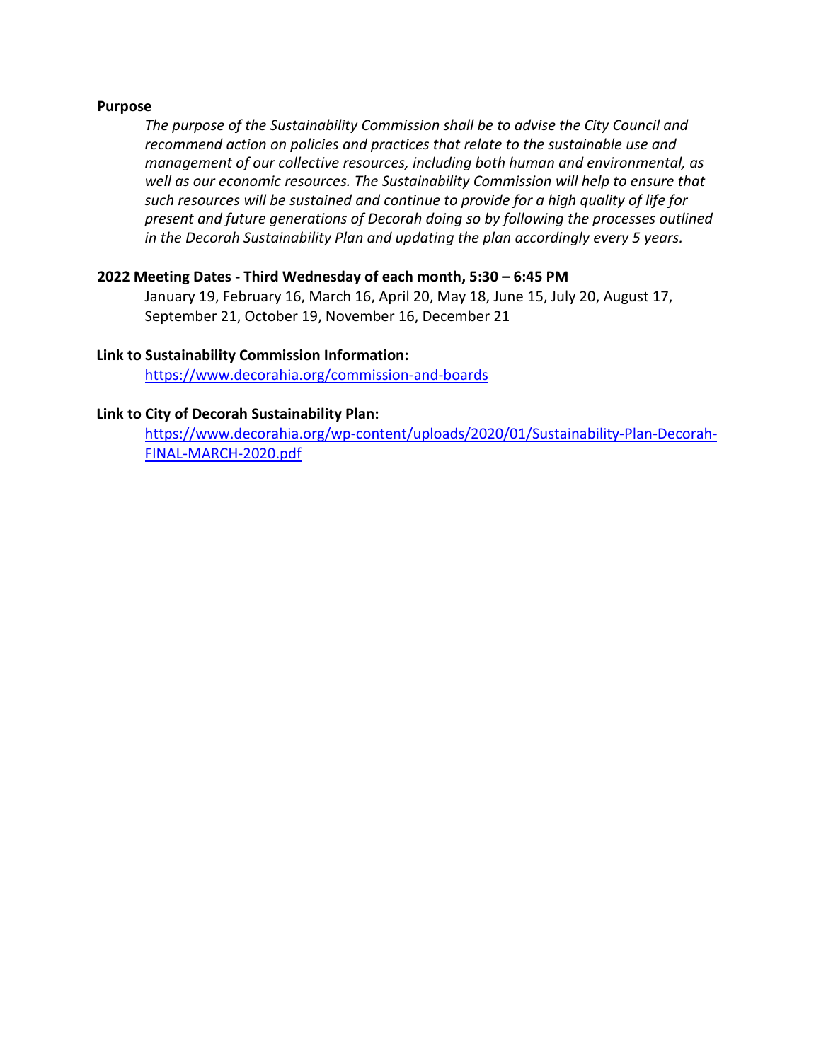**Purpose**

*The purpose of the Sustainability Commission shall be to advise the City Council and recommend action on policies and practices that relate to the sustainable use and management of our collective resources, including both human and environmental, as well as our economic resources. The Sustainability Commission will help to ensure that such resources will be sustained and continue to provide for a high quality of life for present and future generations of Decorah doing so by following the processes outlined in the Decorah Sustainability Plan and updating the plan accordingly every 5 years.*

**2022 Meeting Dates - Third Wednesday of each month, 5:30 – 6:45 PM**

January 19, February 16, March 16, April 20, May 18, June 15, July 20, August 17, September 21, October 19, November 16, December 21

**Link to Sustainability Commission Information:**

https://www.decorahia.org/commission-and-boards

**Link to City of Decorah Sustainability Plan:**

https://www.decorahia.org/wp-content/uploads/2020/01/Sustainability-Plan-Decorah-FINAL-MARCH-2020.pdf